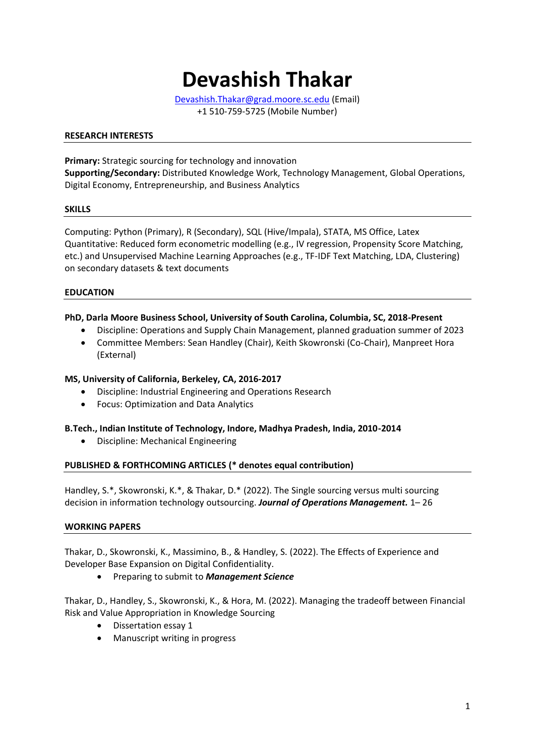# Devashish Thakar

Devashish.Thakar@grad.moore.sc.edu (Email)
+1 510-759-5725 (Mobile Number)

## RESEARCH INTERESTS

**Primary:** Strategic sourcing for technology and innovation
**Supporting/Secondary:** Distributed Knowledge Work, Technology Management, Global Operations, Digital Economy, Entrepreneurship, and Business Analytics

## SKILLS

Computing: Python (Primary), R (Secondary), SQL (Hive/Impala), STATA, MS Office, Latex
Quantitative: Reduced form econometric modelling (e.g., IV regression, Propensity Score Matching, etc.) and Unsupervised Machine Learning Approaches (e.g., TF-IDF Text Matching, LDA, Clustering) on secondary datasets & text documents

## EDUCATION

**PhD, Darla Moore Business School, University of South Carolina, Columbia, SC, 2018-Present**

- Discipline: Operations and Supply Chain Management, planned graduation summer of 2023
- Committee Members: Sean Handley (Chair), Keith Skowronski (Co-Chair), Manpreet Hora (External)

**MS, University of California, Berkeley, CA, 2016-2017**

- Discipline: Industrial Engineering and Operations Research
- Focus: Optimization and Data Analytics

**B.Tech., Indian Institute of Technology, Indore, Madhya Pradesh, India, 2010-2014**

- Discipline: Mechanical Engineering

## PUBLISHED & FORTHCOMING ARTICLES (* denotes equal contribution)

Handley, S.*, Skowronski, K.*, & Thakar, D.* (2022). The Single sourcing versus multi sourcing decision in information technology outsourcing. ***Journal of Operations Management.*** 1– 26

## WORKING PAPERS

Thakar, D., Skowronski, K., Massimino, B., & Handley, S. (2022). The Effects of Experience and Developer Base Expansion on Digital Confidentiality.

- Preparing to submit to ***Management Science***

Thakar, D., Handley, S., Skowronski, K., & Hora, M. (2022). Managing the tradeoff between Financial Risk and Value Appropriation in Knowledge Sourcing

- Dissertation essay 1
- Manuscript writing in progress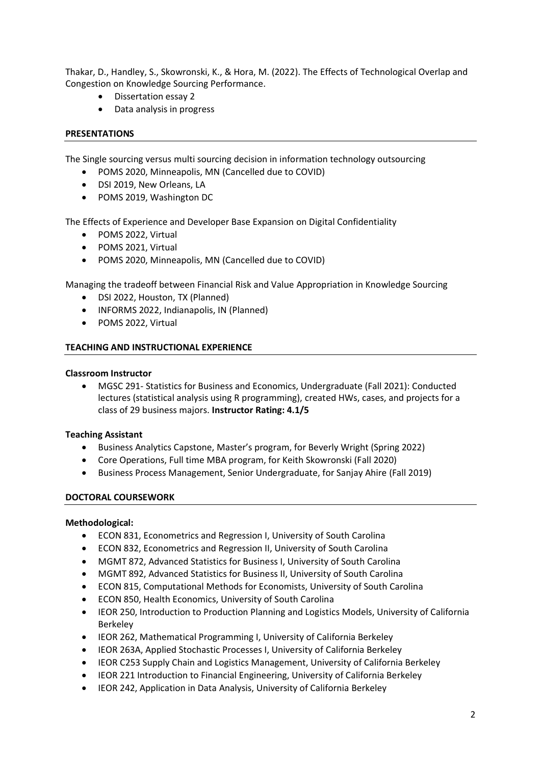Thakar, D., Handley, S., Skowronski, K., & Hora, M. (2022). The Effects of Technological Overlap and Congestion on Knowledge Sourcing Performance.

- Dissertation essay 2
- Data analysis in progress

## PRESENTATIONS

The Single sourcing versus multi sourcing decision in information technology outsourcing

- POMS 2020, Minneapolis, MN (Cancelled due to COVID)
- DSI 2019, New Orleans, LA
- POMS 2019, Washington DC

The Effects of Experience and Developer Base Expansion on Digital Confidentiality

- POMS 2022, Virtual
- POMS 2021, Virtual
- POMS 2020, Minneapolis, MN (Cancelled due to COVID)

Managing the tradeoff between Financial Risk and Value Appropriation in Knowledge Sourcing

- DSI 2022, Houston, TX (Planned)
- INFORMS 2022, Indianapolis, IN (Planned)
- POMS 2022, Virtual

## TEACHING AND INSTRUCTIONAL EXPERIENCE

**Classroom Instructor**

- MGSC 291- Statistics for Business and Economics, Undergraduate (Fall 2021): Conducted lectures (statistical analysis using R programming), created HWs, cases, and projects for a class of 29 business majors. **Instructor Rating: 4.1/5**

**Teaching Assistant**

- Business Analytics Capstone, Master's program, for Beverly Wright (Spring 2022)
- Core Operations, Full time MBA program, for Keith Skowronski (Fall 2020)
- Business Process Management, Senior Undergraduate, for Sanjay Ahire (Fall 2019)

## DOCTORAL COURSEWORK

**Methodological:**

- ECON 831, Econometrics and Regression I, University of South Carolina
- ECON 832, Econometrics and Regression II, University of South Carolina
- MGMT 872, Advanced Statistics for Business I, University of South Carolina
- MGMT 892, Advanced Statistics for Business II, University of South Carolina
- ECON 815, Computational Methods for Economists, University of South Carolina
- ECON 850, Health Economics, University of South Carolina
- IEOR 250, Introduction to Production Planning and Logistics Models, University of California Berkeley
- IEOR 262, Mathematical Programming I, University of California Berkeley
- IEOR 263A, Applied Stochastic Processes I, University of California Berkeley
- IEOR C253 Supply Chain and Logistics Management, University of California Berkeley
- IEOR 221 Introduction to Financial Engineering, University of California Berkeley
- IEOR 242, Application in Data Analysis, University of California Berkeley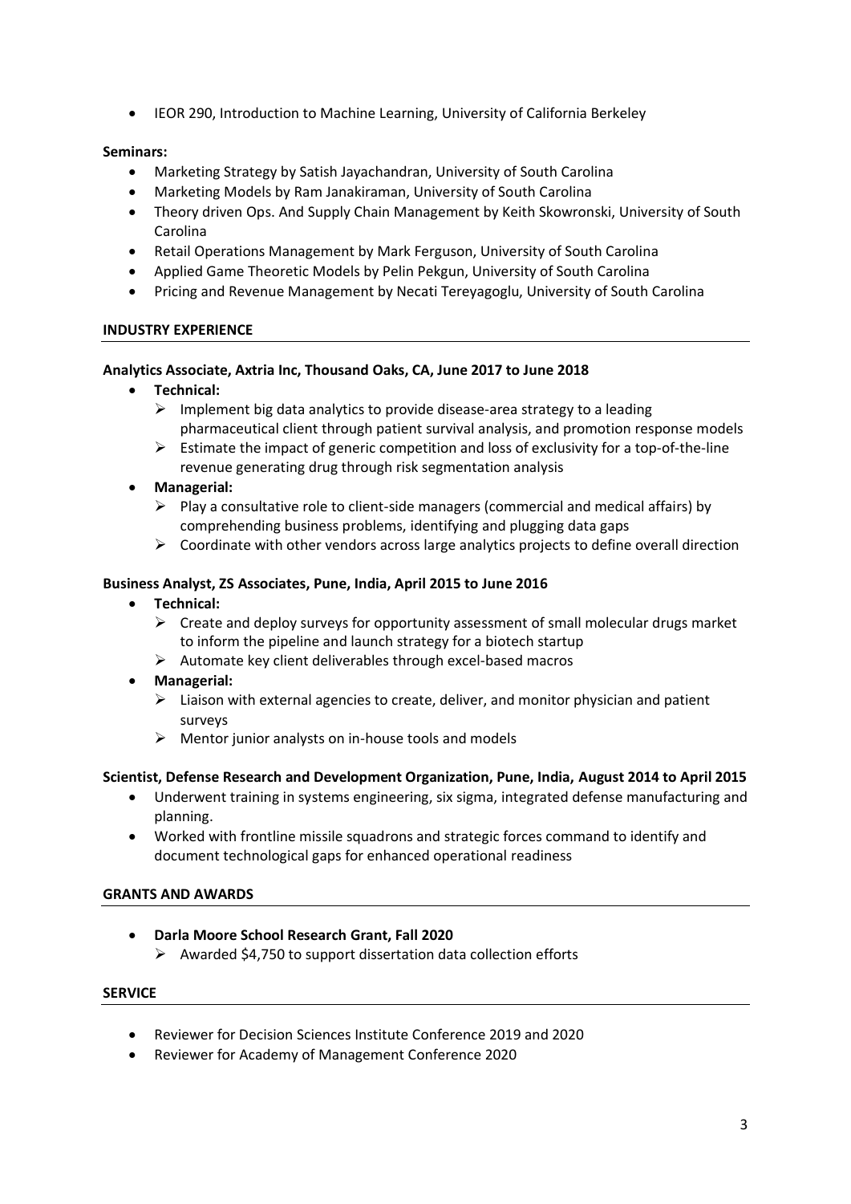- IEOR 290, Introduction to Machine Learning, University of California Berkeley

**Seminars:**

- Marketing Strategy by Satish Jayachandran, University of South Carolina
- Marketing Models by Ram Janakiraman, University of South Carolina
- Theory driven Ops. And Supply Chain Management by Keith Skowronski, University of South Carolina
- Retail Operations Management by Mark Ferguson, University of South Carolina
- Applied Game Theoretic Models by Pelin Pekgun, University of South Carolina
- Pricing and Revenue Management by Necati Tereyagoglu, University of South Carolina

## INDUSTRY EXPERIENCE

**Analytics Associate, Axtria Inc, Thousand Oaks, CA, June 2017 to June 2018**

- **Technical:**
  - Implement big data analytics to provide disease-area strategy to a leading pharmaceutical client through patient survival analysis, and promotion response models
  - Estimate the impact of generic competition and loss of exclusivity for a top-of-the-line revenue generating drug through risk segmentation analysis
- **Managerial:**
  - Play a consultative role to client-side managers (commercial and medical affairs) by comprehending business problems, identifying and plugging data gaps
  - Coordinate with other vendors across large analytics projects to define overall direction

**Business Analyst, ZS Associates, Pune, India, April 2015 to June 2016**

- **Technical:**
  - Create and deploy surveys for opportunity assessment of small molecular drugs market to inform the pipeline and launch strategy for a biotech startup
  - Automate key client deliverables through excel-based macros
- **Managerial:**
  - Liaison with external agencies to create, deliver, and monitor physician and patient surveys
  - Mentor junior analysts on in-house tools and models

**Scientist, Defense Research and Development Organization, Pune, India, August 2014 to April 2015**

- Underwent training in systems engineering, six sigma, integrated defense manufacturing and planning.
- Worked with frontline missile squadrons and strategic forces command to identify and document technological gaps for enhanced operational readiness

## GRANTS AND AWARDS

- **Darla Moore School Research Grant, Fall 2020**
  - Awarded $4,750 to support dissertation data collection efforts

## SERVICE

- Reviewer for Decision Sciences Institute Conference 2019 and 2020
- Reviewer for Academy of Management Conference 2020